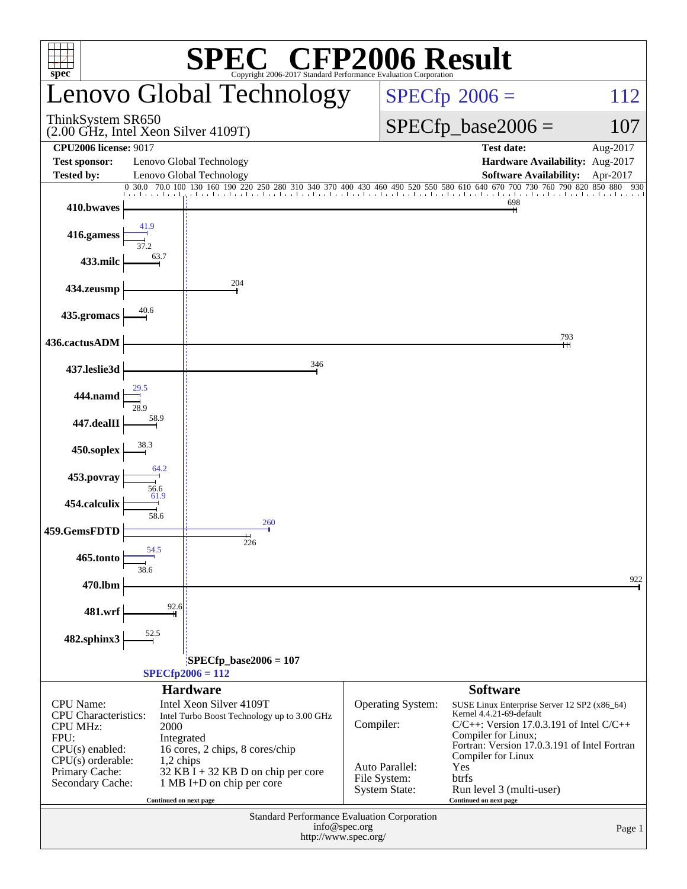# SPEC® CFP2006 Result

Copyright 2006-2017 Standard Performance Evaluation Corporation

# Lenovo Global Technology

ThinkSystem SR650
(2.00 GHz, Intel Xeon Silver 4109T)

SPECfp 2006 = 112

SPECfp_base2006 = 107

| | | | |
|---|---|---|---|
| **CPU2006 license:** 9017 | | **Test date:** | Aug-2017 |
| **Test sponsor:** | Lenovo Global Technology | **Hardware Availability:** | Aug-2017 |
| **Tested by:** | Lenovo Global Technology | **Software Availability:** | Apr-2017 |

| Benchmark | Peak | Base |
|---|---|---|
| 410.bwaves | | 698 |
| 416.gamess | 41.9 | 37.2 |
| 433.milc | | 63.7 |
| 434.zeusmp | | 204 |
| 435.gromacs | | 40.6 |
| 436.cactusADM | | 793 |
| 437.leslie3d | | 346 |
| 444.namd | 29.5 | 28.9 |
| 447.dealII | | 58.9 |
| 450.soplex | | 38.3 |
| 453.povray | 64.2 | 56.6 |
| 454.calculix | 61.9 | 58.6 |
| 459.GemsFDTD | 260 | 226 |
| 465.tonto | 54.5 | 38.6 |
| 470.lbm | | 922 |
| 481.wrf | | 92.6 |
| 482.sphinx3 | | 52.5 |

SPECfp_base2006 = 107

SPECfp2006 = 112

## Hardware

| | |
|---|---|
| CPU Name: | Intel Xeon Silver 4109T |
| CPU Characteristics: | Intel Turbo Boost Technology up to 3.00 GHz |
| CPU MHz: | 2000 |
| FPU: | Integrated |
| CPU(s) enabled: | 16 cores, 2 chips, 8 cores/chip |
| CPU(s) orderable: | 1,2 chips |
| Primary Cache: | 32 KB I + 32 KB D on chip per core |
| Secondary Cache: | 1 MB I+D on chip per core |

Continued on next page

## Software

| | |
|---|---|
| Operating System: | SUSE Linux Enterprise Server 12 SP2 (x86_64) Kernel 4.4.21-69-default |
| Compiler: | C/C++: Version 17.0.3.191 of Intel C/C++ Compiler for Linux; Fortran: Version 17.0.3.191 of Intel Fortran Compiler for Linux |
| Auto Parallel: | Yes |
| File System: | btrfs |
| System State: | Run level 3 (multi-user) |

Continued on next page

Standard Performance Evaluation Corporation
info@spec.org
http://www.spec.org/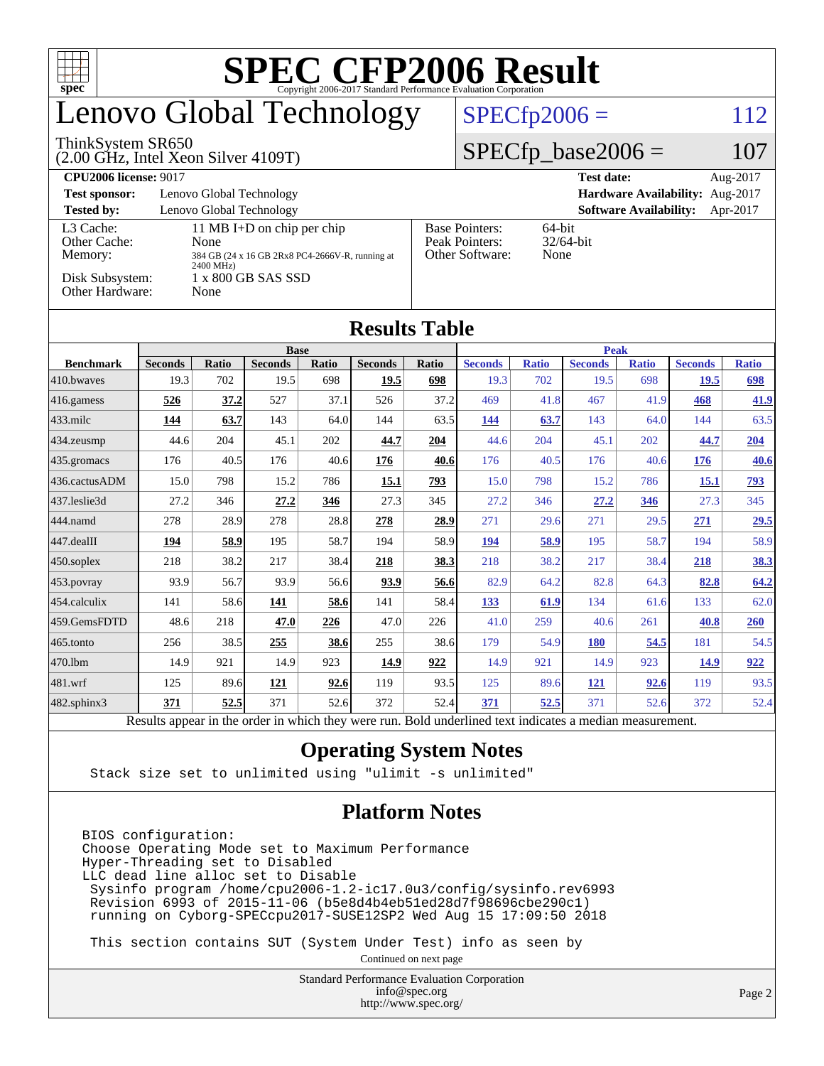# SPEC CFP2006 Result

Copyright 2006-2017 Standard Performance Evaluation Corporation

# Lenovo Global Technology

ThinkSystem SR650
(2.00 GHz, Intel Xeon Silver 4109T)

SPECfp2006 = 112

SPECfp_base2006 = 107

| | | | |
|---|---|---|---|
| **CPU2006 license:** 9017 | | **Test date:** | Aug-2017 |
| **Test sponsor:** | Lenovo Global Technology | **Hardware Availability:** | Aug-2017 |
| **Tested by:** | Lenovo Global Technology | **Software Availability:** | Apr-2017 |

| | | | |
|---|---|---|---|
| L3 Cache: | 11 MB I+D on chip per chip | Base Pointers: | 64-bit |
| Other Cache: | None | Peak Pointers: | 32/64-bit |
| Memory: | 384 GB (24 x 16 GB 2Rx8 PC4-2666V-R, running at 2400 MHz) | Other Software: | None |
| Disk Subsystem: | 1 x 800 GB SAS SSD | | |
| Other Hardware: | None | | |

## Results Table

| Benchmark | Base | | | | | | Peak | | | | | |
|---|---|---|---|---|---|---|---|---|---|---|---|---|
| | Seconds | Ratio | Seconds | Ratio | Seconds | Ratio | Seconds | Ratio | Seconds | Ratio | Seconds | Ratio |
| 410.bwaves | 19.3 | 702 | 19.5 | 698 | **19.5** | **698** | 19.3 | 702 | 19.5 | 698 | **19.5** | **698** |
| 416.gamess | **526** | **37.2** | 527 | 37.1 | 526 | 37.2 | 469 | 41.8 | 467 | 41.9 | **468** | **41.9** |
| 433.milc | **144** | **63.7** | 143 | 64.0 | 144 | 63.5 | **144** | **63.7** | 143 | 64.0 | 144 | 63.5 |
| 434.zeusmp | 44.6 | 204 | 45.1 | 202 | **44.7** | **204** | 44.6 | 204 | 45.1 | 202 | **44.7** | **204** |
| 435.gromacs | 176 | 40.5 | 176 | 40.6 | **176** | **40.6** | 176 | 40.5 | 176 | 40.6 | **176** | **40.6** |
| 436.cactusADM | 15.0 | 798 | 15.2 | 786 | **15.1** | **793** | 15.0 | 798 | 15.2 | 786 | **15.1** | **793** |
| 437.leslie3d | 27.2 | 346 | **27.2** | **346** | 27.3 | 345 | 27.2 | 346 | **27.2** | **346** | 27.3 | 345 |
| 444.namd | 278 | 28.9 | 278 | 28.8 | **278** | **28.9** | 271 | 29.6 | 271 | 29.5 | **271** | **29.5** |
| 447.dealII | **194** | **58.9** | 195 | 58.7 | 194 | 58.9 | **194** | **58.9** | 195 | 58.7 | 194 | 58.9 |
| 450.soplex | 218 | 38.2 | 217 | 38.4 | **218** | **38.3** | 218 | 38.2 | 217 | 38.4 | **218** | **38.3** |
| 453.povray | 93.9 | 56.7 | 93.9 | 56.6 | **93.9** | **56.6** | 82.9 | 64.2 | 82.8 | 64.3 | **82.8** | **64.2** |
| 454.calculix | 141 | 58.6 | **141** | **58.6** | 141 | 58.4 | **133** | **61.9** | 134 | 61.6 | 133 | 62.0 |
| 459.GemsFDTD | 48.6 | 218 | **47.0** | **226** | 47.0 | 226 | 41.0 | 259 | 40.6 | 261 | **40.8** | **260** |
| 465.tonto | 256 | 38.5 | **255** | **38.6** | 255 | 38.6 | 179 | 54.9 | **180** | **54.5** | 181 | 54.5 |
| 470.lbm | 14.9 | 921 | 14.9 | 923 | **14.9** | **922** | 14.9 | 921 | 14.9 | 923 | **14.9** | **922** |
| 481.wrf | 125 | 89.6 | **121** | **92.6** | 119 | 93.5 | 125 | 89.6 | **121** | **92.6** | 119 | 93.5 |
| 482.sphinx3 | **371** | **52.5** | 371 | 52.6 | 372 | 52.4 | **371** | **52.5** | 371 | 52.6 | 372 | 52.4 |

Results appear in the order in which they were run. Bold underlined text indicates a median measurement.

## Operating System Notes

```
Stack size set to unlimited using "ulimit -s unlimited"
```

## Platform Notes

```
BIOS configuration:
Choose Operating Mode set to Maximum Performance
Hyper-Threading set to Disabled
LLC dead line alloc set to Disable
 Sysinfo program /home/cpu2006-1.2-ic17.0u3/config/sysinfo.rev6993
 Revision 6993 of 2015-11-06 (b5e8d4b4eb51ed28d7f98696cbe290c1)
 running on Cyborg-SPECcpu2017-SUSE12SP2 Wed Aug 15 17:09:50 2018

 This section contains SUT (System Under Test) info as seen by
```

Continued on next page

Standard Performance Evaluation Corporation
info@spec.org
http://www.spec.org/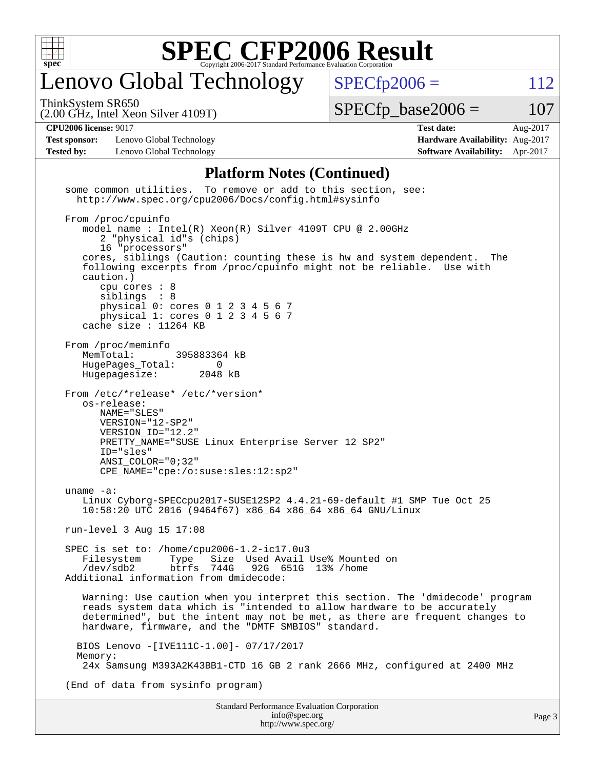# SPEC CFP2006 Result

Copyright 2006-2017 Standard Performance Evaluation Corporation

## Lenovo Global Technology

ThinkSystem SR650
(2.00 GHz, Intel Xeon Silver 4109T)

SPECfp2006 = 112

SPECfp_base2006 = 107

**CPU2006 license:** 9017 | **Test date:** Aug-2017
**Test sponsor:** Lenovo Global Technology | **Hardware Availability:** Aug-2017
**Tested by:** Lenovo Global Technology | **Software Availability:** Apr-2017

### Platform Notes (Continued)

```
some common utilities.  To remove or add to this section, see:
  http://www.spec.org/cpu2006/Docs/config.html#sysinfo

From /proc/cpuinfo
   model name : Intel(R) Xeon(R) Silver 4109T CPU @ 2.00GHz
      2 "physical id"s (chips)
      16 "processors"
   cores, siblings (Caution: counting these is hw and system dependent.  The
   following excerpts from /proc/cpuinfo might not be reliable.  Use with
   caution.)
      cpu cores : 8
      siblings  : 8
      physical 0: cores 0 1 2 3 4 5 6 7
      physical 1: cores 0 1 2 3 4 5 6 7
   cache size : 11264 KB

From /proc/meminfo
   MemTotal:       395883364 kB
   HugePages_Total:       0
   Hugepagesize:       2048 kB

From /etc/*release* /etc/*version*
   os-release:
      NAME="SLES"
      VERSION="12-SP2"
      VERSION_ID="12.2"
      PRETTY_NAME="SUSE Linux Enterprise Server 12 SP2"
      ID="sles"
      ANSI_COLOR="0;32"
      CPE_NAME="cpe:/o:suse:sles:12:sp2"

uname -a:
   Linux Cyborg-SPECcpu2017-SUSE12SP2 4.4.21-69-default #1 SMP Tue Oct 25
   10:58:20 UTC 2016 (9464f67) x86_64 x86_64 x86_64 GNU/Linux

run-level 3 Aug 15 17:08

SPEC is set to: /home/cpu2006-1.2-ic17.0u3
   Filesystem     Type   Size  Used Avail Use% Mounted on
   /dev/sdb2      btrfs  744G   92G  651G  13% /home
Additional information from dmidecode:

   Warning: Use caution when you interpret this section. The 'dmidecode' program
   reads system data which is "intended to allow hardware to be accurately
   determined", but the intent may not be met, as there are frequent changes to
   hardware, firmware, and the "DMTF SMBIOS" standard.

  BIOS Lenovo -[IVE111C-1.00]- 07/17/2017
  Memory:
   24x Samsung M393A2K43BB1-CTD 16 GB 2 rank 2666 MHz, configured at 2400 MHz

(End of data from sysinfo program)
```

Standard Performance Evaluation Corporation
info@spec.org
http://www.spec.org/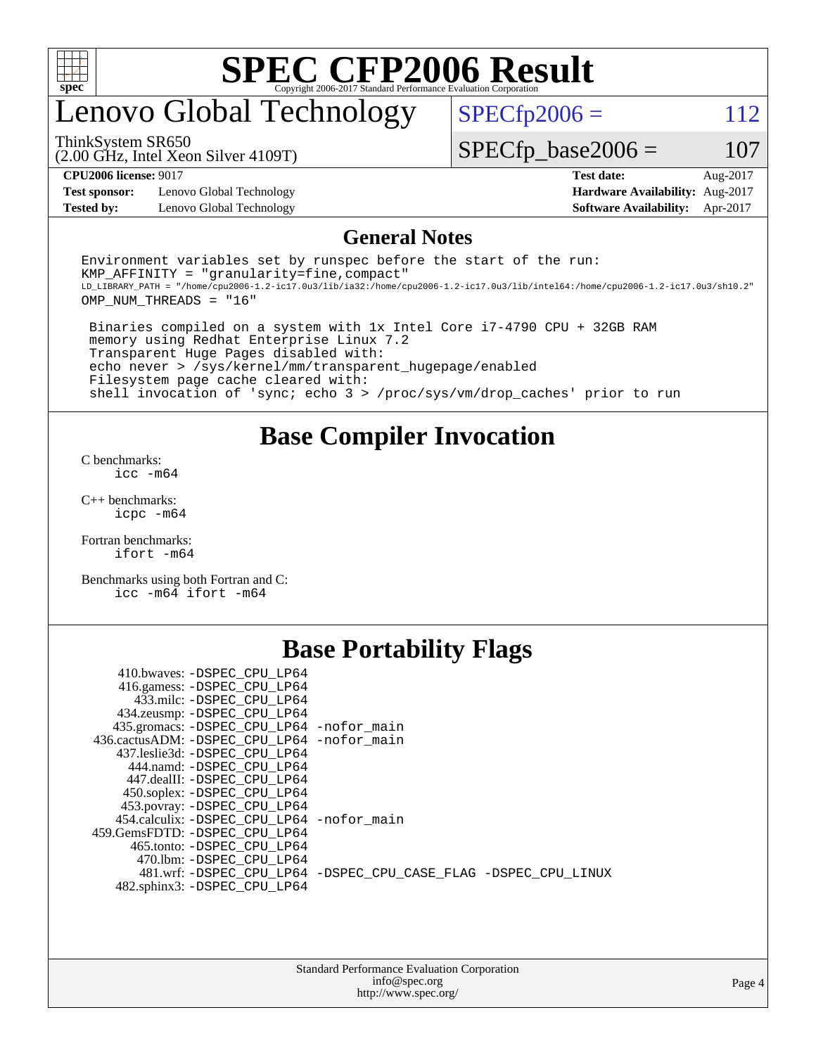# SPEC CFP2006 Result

Copyright 2006-2017 Standard Performance Evaluation Corporation

# Lenovo Global Technology

ThinkSystem SR650
(2.00 GHz, Intel Xeon Silver 4109T)

SPECfp2006 = 112

SPECfp_base2006 = 107

| | | | |
|---|---|---|---|
| **CPU2006 license:** 9017 | | **Test date:** | Aug-2017 |
| **Test sponsor:** | Lenovo Global Technology | **Hardware Availability:** | Aug-2017 |
| **Tested by:** | Lenovo Global Technology | **Software Availability:** | Apr-2017 |

## General Notes

```
Environment variables set by runspec before the start of the run:
KMP_AFFINITY = "granularity=fine,compact"
LD_LIBRARY_PATH = "/home/cpu2006-1.2-ic17.0u3/lib/ia32:/home/cpu2006-1.2-ic17.0u3/lib/intel64:/home/cpu2006-1.2-ic17.0u3/sh10.2"
OMP_NUM_THREADS = "16"

 Binaries compiled on a system with 1x Intel Core i7-4790 CPU + 32GB RAM
 memory using Redhat Enterprise Linux 7.2
 Transparent Huge Pages disabled with:
 echo never > /sys/kernel/mm/transparent_hugepage/enabled
 Filesystem page cache cleared with:
 shell invocation of 'sync; echo 3 > /proc/sys/vm/drop_caches' prior to run
```

## Base Compiler Invocation

C benchmarks:
 icc -m64

C++ benchmarks:
 icpc -m64

Fortran benchmarks:
 ifort -m64

Benchmarks using both Fortran and C:
 icc -m64 ifort -m64

## Base Portability Flags

| Benchmark | Flags |
|---|---|
| 410.bwaves: | -DSPEC_CPU_LP64 |
| 416.gamess: | -DSPEC_CPU_LP64 |
| 433.milc: | -DSPEC_CPU_LP64 |
| 434.zeusmp: | -DSPEC_CPU_LP64 |
| 435.gromacs: | -DSPEC_CPU_LP64 -nofor_main |
| 436.cactusADM: | -DSPEC_CPU_LP64 -nofor_main |
| 437.leslie3d: | -DSPEC_CPU_LP64 |
| 444.namd: | -DSPEC_CPU_LP64 |
| 447.dealII: | -DSPEC_CPU_LP64 |
| 450.soplex: | -DSPEC_CPU_LP64 |
| 453.povray: | -DSPEC_CPU_LP64 |
| 454.calculix: | -DSPEC_CPU_LP64 -nofor_main |
| 459.GemsFDTD: | -DSPEC_CPU_LP64 |
| 465.tonto: | -DSPEC_CPU_LP64 |
| 470.lbm: | -DSPEC_CPU_LP64 |
| 481.wrf: | -DSPEC_CPU_LP64 -DSPEC_CPU_CASE_FLAG -DSPEC_CPU_LINUX |
| 482.sphinx3: | -DSPEC_CPU_LP64 |

Standard Performance Evaluation Corporation
info@spec.org
http://www.spec.org/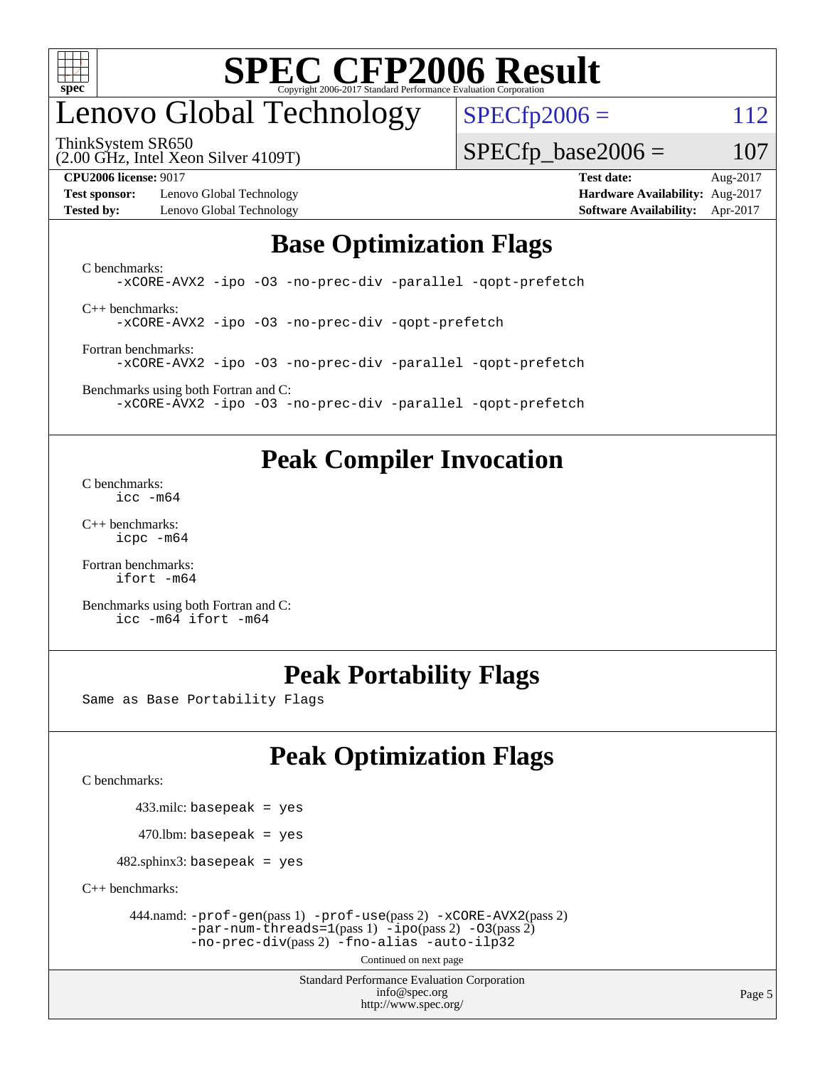# SPEC CFP2006 Result

Copyright 2006-2017 Standard Performance Evaluation Corporation

## Lenovo Global Technology

ThinkSystem SR650
(2.00 GHz, Intel Xeon Silver 4109T)

SPECfp2006 = 112

SPECfp_base2006 = 107

| | | | |
|---|---|---|---|
| **CPU2006 license:** 9017 | | **Test date:** | Aug-2017 |
| **Test sponsor:** | Lenovo Global Technology | **Hardware Availability:** | Aug-2017 |
| **Tested by:** | Lenovo Global Technology | **Software Availability:** | Apr-2017 |

## Base Optimization Flags

C benchmarks:
```
-xCORE-AVX2 -ipo -O3 -no-prec-div -parallel -qopt-prefetch
```

C++ benchmarks:
```
-xCORE-AVX2 -ipo -O3 -no-prec-div -qopt-prefetch
```

Fortran benchmarks:
```
-xCORE-AVX2 -ipo -O3 -no-prec-div -parallel -qopt-prefetch
```

Benchmarks using both Fortran and C:
```
-xCORE-AVX2 -ipo -O3 -no-prec-div -parallel -qopt-prefetch
```

## Peak Compiler Invocation

C benchmarks:
```
icc -m64
```

C++ benchmarks:
```
icpc -m64
```

Fortran benchmarks:
```
ifort -m64
```

Benchmarks using both Fortran and C:
```
icc -m64 ifort -m64
```

## Peak Portability Flags

Same as Base Portability Flags

## Peak Optimization Flags

C benchmarks:

433.milc: `basepeak = yes`

470.lbm: `basepeak = yes`

482.sphinx3: `basepeak = yes`

C++ benchmarks:

444.namd: `-prof-gen`(pass 1) `-prof-use`(pass 2) `-xCORE-AVX2`(pass 2) `-par-num-threads=1`(pass 1) `-ipo`(pass 2) `-O3`(pass 2) `-no-prec-div`(pass 2) `-fno-alias` `-auto-ilp32`

Continued on next page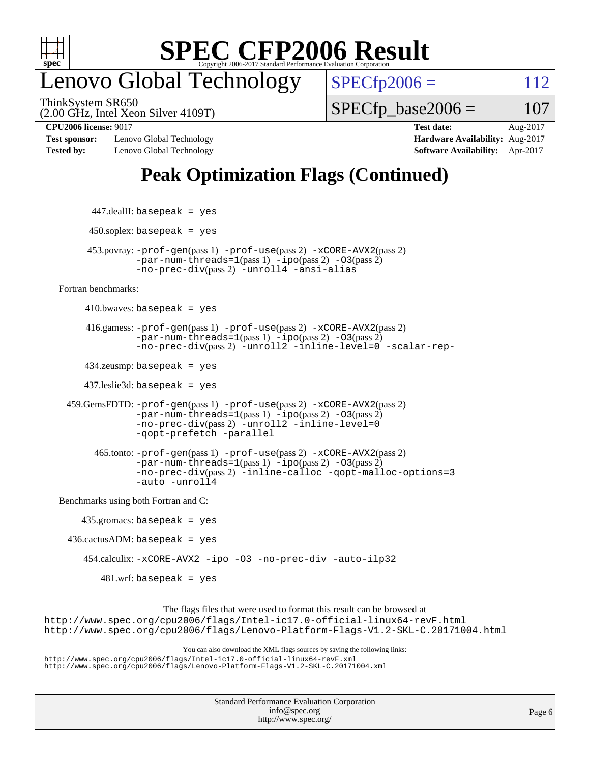# Peak Optimization Flags (Continued)

447.dealII: `basepeak = yes`

450.soplex: `basepeak = yes`

453.povray: `-prof-gen`(pass 1) `-prof-use`(pass 2) `-xCORE-AVX2`(pass 2) `-par-num-threads=1`(pass 1) `-ipo`(pass 2) `-O3`(pass 2) `-no-prec-div`(pass 2) `-unroll4` `-ansi-alias`

Fortran benchmarks:

410.bwaves: `basepeak = yes`

416.gamess: `-prof-gen`(pass 1) `-prof-use`(pass 2) `-xCORE-AVX2`(pass 2) `-par-num-threads=1`(pass 1) `-ipo`(pass 2) `-O3`(pass 2) `-no-prec-div`(pass 2) `-unroll2` `-inline-level=0` `-scalar-rep-`

434.zeusmp: `basepeak = yes`

437.leslie3d: `basepeak = yes`

459.GemsFDTD: `-prof-gen`(pass 1) `-prof-use`(pass 2) `-xCORE-AVX2`(pass 2) `-par-num-threads=1`(pass 1) `-ipo`(pass 2) `-O3`(pass 2) `-no-prec-div`(pass 2) `-unroll2` `-inline-level=0` `-qopt-prefetch` `-parallel`

465.tonto: `-prof-gen`(pass 1) `-prof-use`(pass 2) `-xCORE-AVX2`(pass 2) `-par-num-threads=1`(pass 1) `-ipo`(pass 2) `-O3`(pass 2) `-no-prec-div`(pass 2) `-inline-calloc` `-qopt-malloc-options=3` `-auto` `-unroll4`

Benchmarks using both Fortran and C:

435.gromacs: `basepeak = yes`

436.cactusADM: `basepeak = yes`

454.calculix: `-xCORE-AVX2` `-ipo` `-O3` `-no-prec-div` `-auto-ilp32`

481.wrf: `basepeak = yes`

The flags files that were used to format this result can be browsed at
http://www.spec.org/cpu2006/flags/Intel-ic17.0-official-linux64-revF.html
http://www.spec.org/cpu2006/flags/Lenovo-Platform-Flags-V1.2-SKL-C.20171004.html

You can also download the XML flags sources by saving the following links:
http://www.spec.org/cpu2006/flags/Intel-ic17.0-official-linux64-revF.xml
http://www.spec.org/cpu2006/flags/Lenovo-Platform-Flags-V1.2-SKL-C.20171004.xml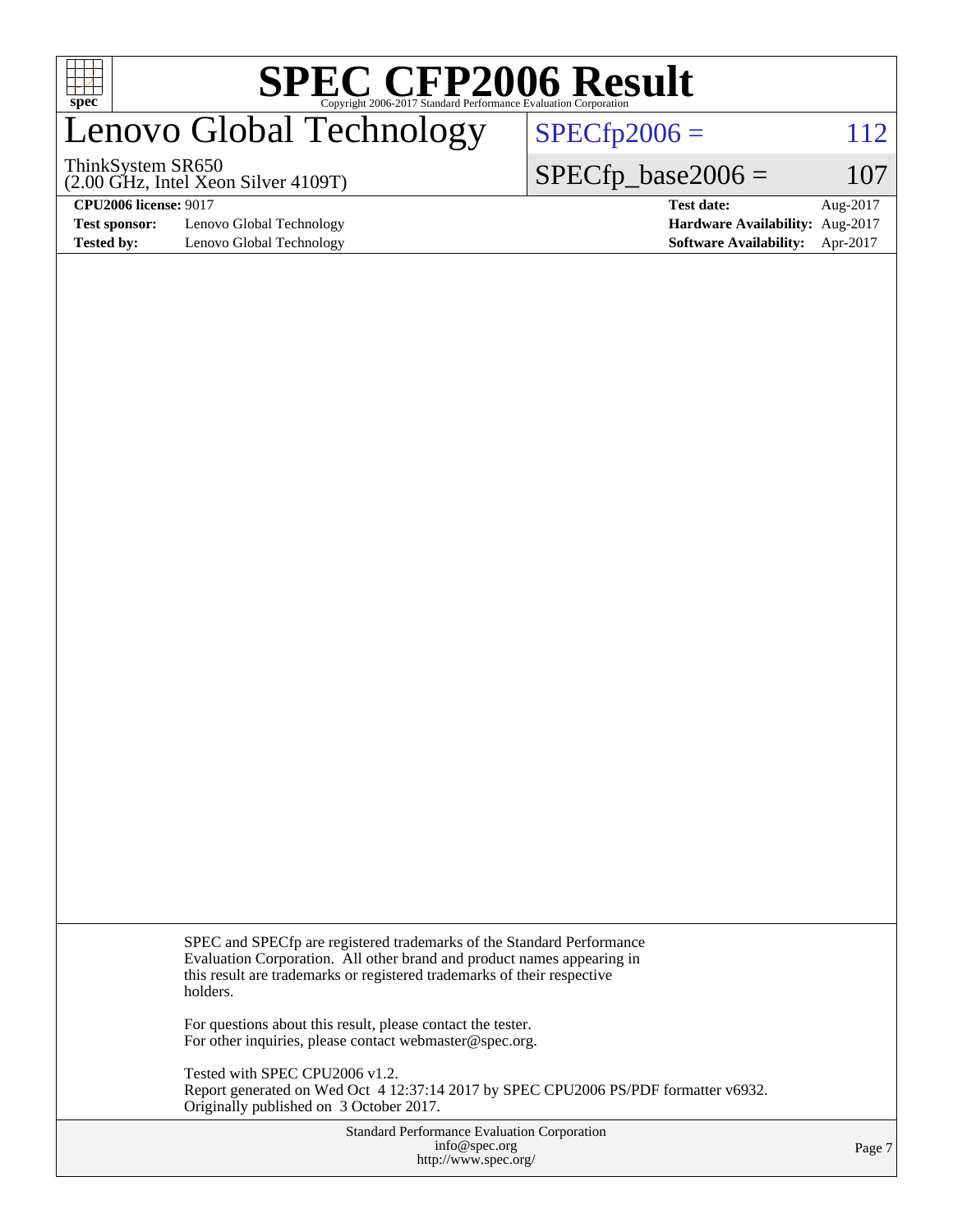# SPEC CFP2006 Result

Copyright 2006-2017 Standard Performance Evaluation Corporation

## Lenovo Global Technology

ThinkSystem SR650
(2.00 GHz, Intel Xeon Silver 4109T)

SPECfp2006 = 112

SPECfp_base2006 = 107

| | | | |
|---|---|---|---|
| **CPU2006 license:** 9017 | | **Test date:** | Aug-2017 |
| **Test sponsor:** | Lenovo Global Technology | **Hardware Availability:** | Aug-2017 |
| **Tested by:** | Lenovo Global Technology | **Software Availability:** | Apr-2017 |

SPEC and SPECfp are registered trademarks of the Standard Performance Evaluation Corporation. All other brand and product names appearing in this result are trademarks or registered trademarks of their respective holders.

For questions about this result, please contact the tester.
For other inquiries, please contact webmaster@spec.org.

Tested with SPEC CPU2006 v1.2.
Report generated on Wed Oct 4 12:37:14 2017 by SPEC CPU2006 PS/PDF formatter v6932.
Originally published on 3 October 2017.

Standard Performance Evaluation Corporation
info@spec.org
http://www.spec.org/